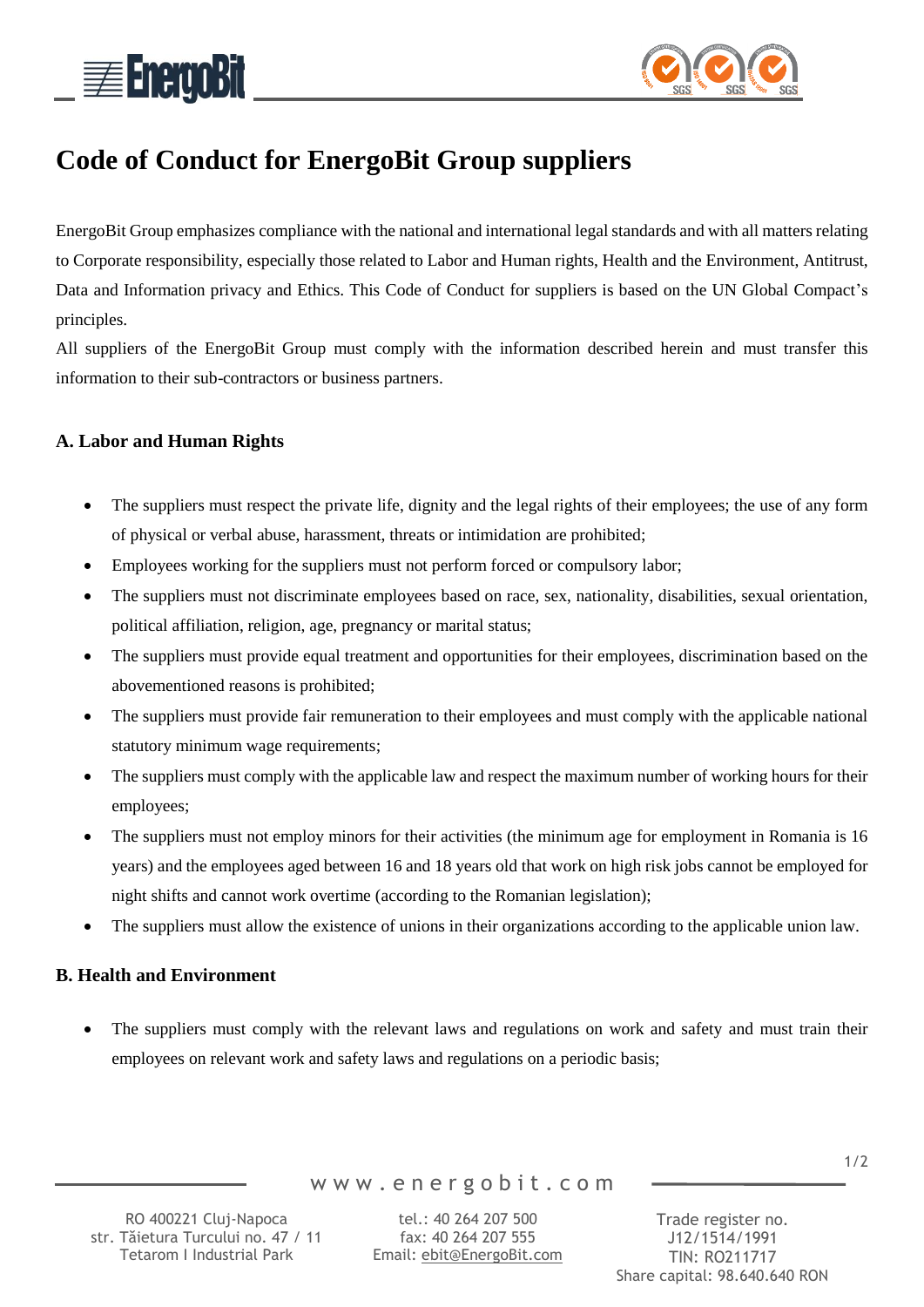# Code of Conduct for EnergoBit Group suppliers

EnergoBit Group emphasizes compliance with the national and international legal standards and with all matters relating to Corporate responsibility, especially those related to Labor and Human rights, Health and the Environment, Antitrust, Data and Information privacy and Ethics. This Code of Conduct for suppliers is based on the UN Global Compact's principles.

All suppliers of the EnergoBit Group must comply with the information described herein and must transfer this information to their sub-contractors or business partners.

## A. Labor and Human Rights

- The suppliers must respect the private life, dignity and the legal rights of their employees; the use of any form of physical or verbal abuse, harassment, threats or intimidation are prohibited;
- Employees working for the suppliers must not perform forced or compulsory labor;
- The suppliers must not discriminate employees based on race, sex, nationality, disabilities, sexual orientation, political affiliation, religion, age, pregnancy or marital status;
- The suppliers must provide equal treatment and opportunities for their employees, discrimination based on the abovementioned reasons is prohibited;
- The suppliers must provide fair remuneration to their employees and must comply with the applicable national statutory minimum wage requirements;
- The suppliers must comply with the applicable law and respect the maximum number of working hours for their employees;
- The suppliers must not employ minors for their activities (the minimum age for employment in Romania is 16 years) and the employees aged between 16 and 18 years old that work on high risk jobs cannot be employed for night shifts and cannot work overtime (according to the Romanian legislation);
- The suppliers must allow the existence of unions in their organizations according to the applicable union law.

## B. Health and Environment

- The suppliers must comply with the relevant laws and regulations on work and safety and must train their employees on relevant work and safety laws and regulations on a periodic basis;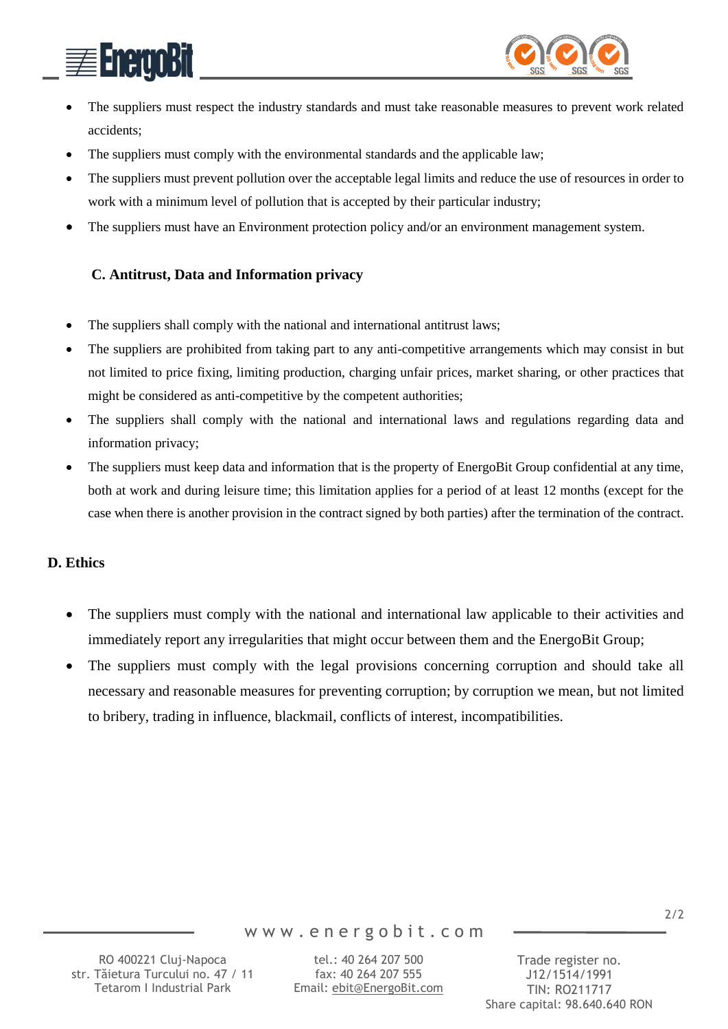- The suppliers must respect the industry standards and must take reasonable measures to prevent work related accidents;
- The suppliers must comply with the environmental standards and the applicable law;
- The suppliers must prevent pollution over the acceptable legal limits and reduce the use of resources in order to work with a minimum level of pollution that is accepted by their particular industry;
- The suppliers must have an Environment protection policy and/or an environment management system.

### C. Antitrust, Data and Information privacy

- The suppliers shall comply with the national and international antitrust laws;
- The suppliers are prohibited from taking part to any anti-competitive arrangements which may consist in but not limited to price fixing, limiting production, charging unfair prices, market sharing, or other practices that might be considered as anti-competitive by the competent authorities;
- The suppliers shall comply with the national and international laws and regulations regarding data and information privacy;
- The suppliers must keep data and information that is the property of EnergoBit Group confidential at any time, both at work and during leisure time; this limitation applies for a period of at least 12 months (except for the case when there is another provision in the contract signed by both parties) after the termination of the contract.

### D. Ethics

- The suppliers must comply with the national and international law applicable to their activities and immediately report any irregularities that might occur between them and the EnergoBit Group;
- The suppliers must comply with the legal provisions concerning corruption and should take all necessary and reasonable measures for preventing corruption; by corruption we mean, but not limited to bribery, trading in influence, blackmail, conflicts of interest, incompatibilities.